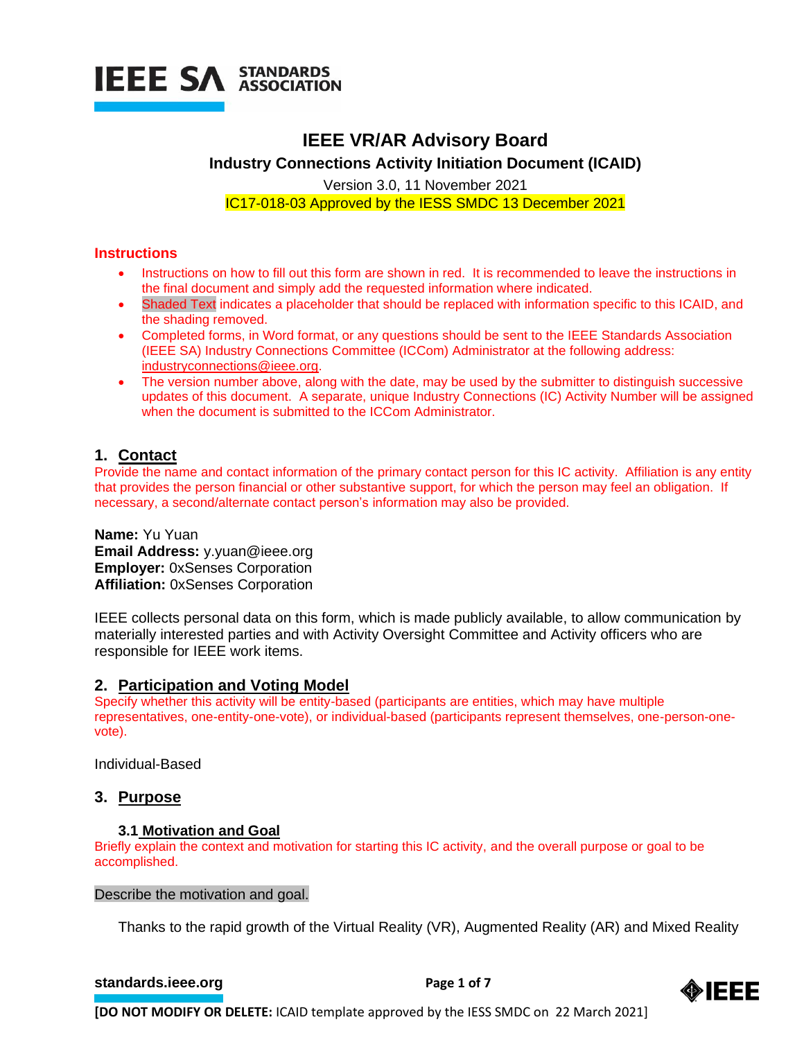# IEEE VR/AR Advisory Board

## Industry Connections Activity Initiation Document (ICAID)

Version 3.0, 11 November 2021

IC17-018-03 Approved by the IESS SMDC 13 December 2021

### Instructions

- Instructions on how to fill out this form are shown in red. It is recommended to leave the instructions in the final document and simply add the requested information where indicated.
- Shaded Text indicates a placeholder that should be replaced with information specific to this ICAID, and the shading removed.
- Completed forms, in Word format, or any questions should be sent to the IEEE Standards Association (IEEE SA) Industry Connections Committee (ICCom) Administrator at the following address: industryconnections@ieee.org.
- The version number above, along with the date, may be used by the submitter to distinguish successive updates of this document. A separate, unique Industry Connections (IC) Activity Number will be assigned when the document is submitted to the ICCom Administrator.

## 1. Contact

Provide the name and contact information of the primary contact person for this IC activity. Affiliation is any entity that provides the person financial or other substantive support, for which the person may feel an obligation. If necessary, a second/alternate contact person's information may also be provided.

**Name:** Yu Yuan
**Email Address:** y.yuan@ieee.org
**Employer:** 0xSenses Corporation
**Affiliation:** 0xSenses Corporation

IEEE collects personal data on this form, which is made publicly available, to allow communication by materially interested parties and with Activity Oversight Committee and Activity officers who are responsible for IEEE work items.

## 2. Participation and Voting Model

Specify whether this activity will be entity-based (participants are entities, which may have multiple representatives, one-entity-one-vote), or individual-based (participants represent themselves, one-person-one-vote).

Individual-Based

## 3. Purpose

### 3.1 Motivation and Goal

Briefly explain the context and motivation for starting this IC activity, and the overall purpose or goal to be accomplished.

Describe the motivation and goal.

Thanks to the rapid growth of the Virtual Reality (VR), Augmented Reality (AR) and Mixed Reality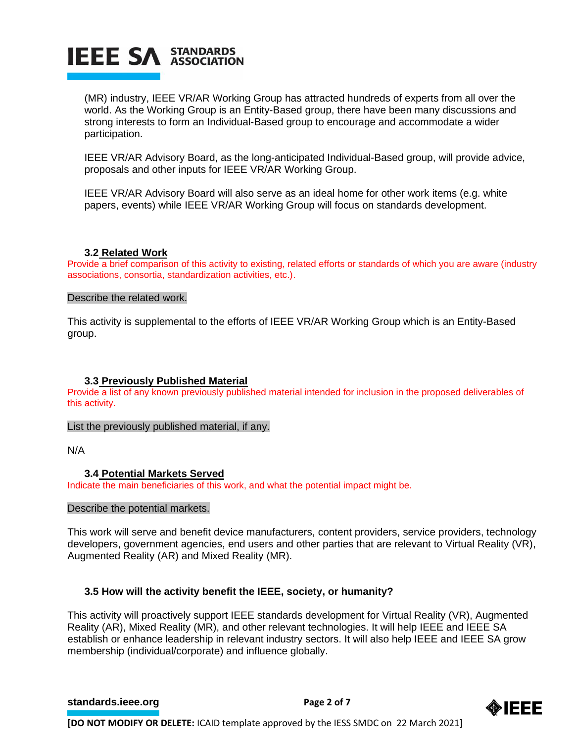(MR) industry, IEEE VR/AR Working Group has attracted hundreds of experts from all over the world. As the Working Group is an Entity-Based group, there have been many discussions and strong interests to form an Individual-Based group to encourage and accommodate a wider participation.

IEEE VR/AR Advisory Board, as the long-anticipated Individual-Based group, will provide advice, proposals and other inputs for IEEE VR/AR Working Group.

IEEE VR/AR Advisory Board will also serve as an ideal home for other work items (e.g. white papers, events) while IEEE VR/AR Working Group will focus on standards development.

### 3.2 Related Work

Provide a brief comparison of this activity to existing, related efforts or standards of which you are aware (industry associations, consortia, standardization activities, etc.).

Describe the related work.

This activity is supplemental to the efforts of IEEE VR/AR Working Group which is an Entity-Based group.

### 3.3 Previously Published Material

Provide a list of any known previously published material intended for inclusion in the proposed deliverables of this activity.

List the previously published material, if any.

N/A

### 3.4 Potential Markets Served

Indicate the main beneficiaries of this work, and what the potential impact might be.

Describe the potential markets.

This work will serve and benefit device manufacturers, content providers, service providers, technology developers, government agencies, end users and other parties that are relevant to Virtual Reality (VR), Augmented Reality (AR) and Mixed Reality (MR).

### 3.5 How will the activity benefit the IEEE, society, or humanity?

This activity will proactively support IEEE standards development for Virtual Reality (VR), Augmented Reality (AR), Mixed Reality (MR), and other relevant technologies. It will help IEEE and IEEE SA establish or enhance leadership in relevant industry sectors. It will also help IEEE and IEEE SA grow membership (individual/corporate) and influence globally.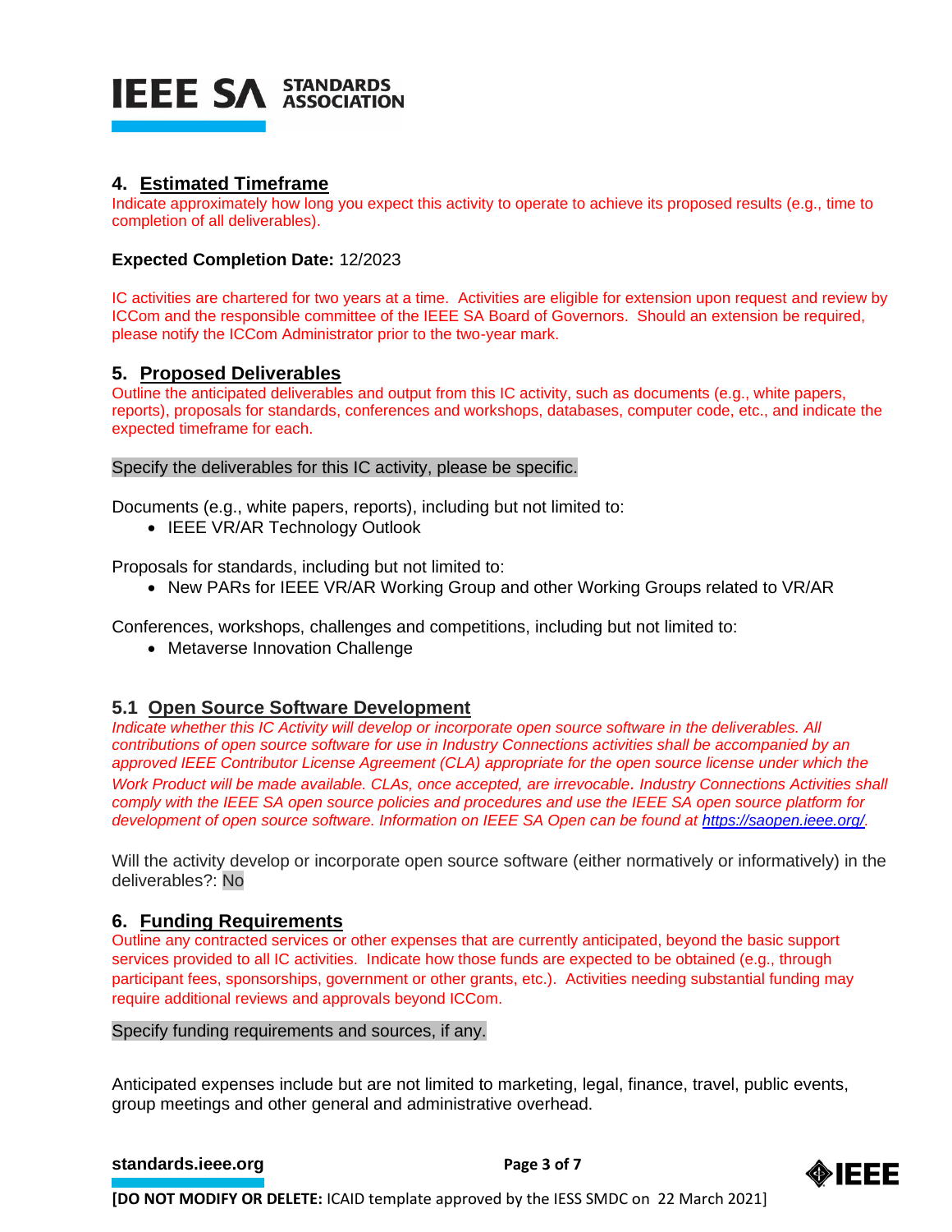## 4. Estimated Timeframe

Indicate approximately how long you expect this activity to operate to achieve its proposed results (e.g., time to completion of all deliverables).

**Expected Completion Date:** 12/2023

IC activities are chartered for two years at a time. Activities are eligible for extension upon request and review by ICCom and the responsible committee of the IEEE SA Board of Governors. Should an extension be required, please notify the ICCom Administrator prior to the two-year mark.

## 5. Proposed Deliverables

Outline the anticipated deliverables and output from this IC activity, such as documents (e.g., white papers, reports), proposals for standards, conferences and workshops, databases, computer code, etc., and indicate the expected timeframe for each.

Specify the deliverables for this IC activity, please be specific.

Documents (e.g., white papers, reports), including but not limited to:

- IEEE VR/AR Technology Outlook

Proposals for standards, including but not limited to:

- New PARs for IEEE VR/AR Working Group and other Working Groups related to VR/AR

Conferences, workshops, challenges and competitions, including but not limited to:

- Metaverse Innovation Challenge

### 5.1 Open Source Software Development

*Indicate whether this IC Activity will develop or incorporate open source software in the deliverables. All contributions of open source software for use in Industry Connections activities shall be accompanied by an approved IEEE Contributor License Agreement (CLA) appropriate for the open source license under which the Work Product will be made available. CLAs, once accepted, are irrevocable. Industry Connections Activities shall comply with the IEEE SA open source policies and procedures and use the IEEE SA open source platform for development of open source software. Information on IEEE SA Open can be found at https://saopen.ieee.org/.*

Will the activity develop or incorporate open source software (either normatively or informatively) in the deliverables?: No

## 6. Funding Requirements

Outline any contracted services or other expenses that are currently anticipated, beyond the basic support services provided to all IC activities. Indicate how those funds are expected to be obtained (e.g., through participant fees, sponsorships, government or other grants, etc.). Activities needing substantial funding may require additional reviews and approvals beyond ICCom.

Specify funding requirements and sources, if any.

Anticipated expenses include but are not limited to marketing, legal, finance, travel, public events, group meetings and other general and administrative overhead.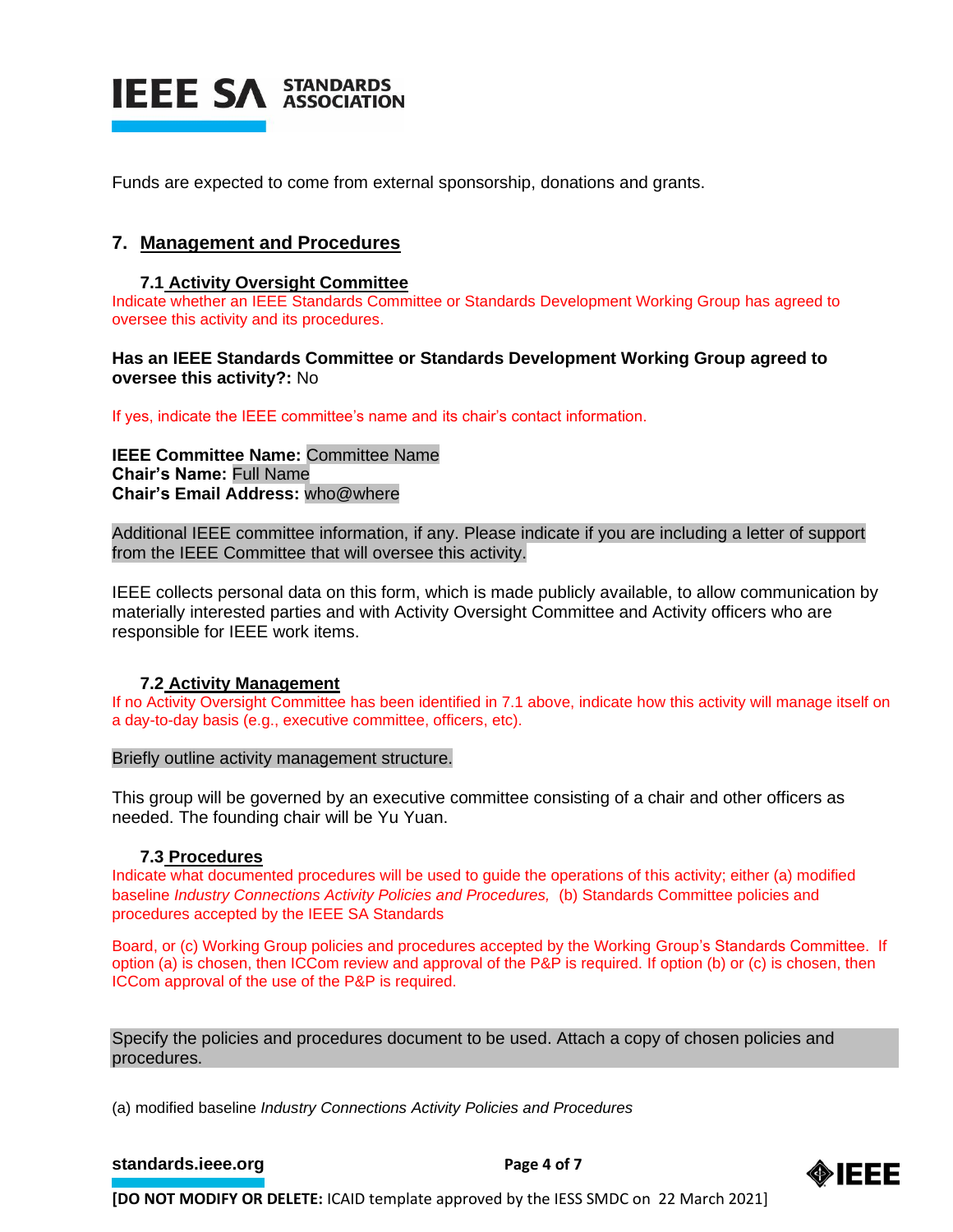Funds are expected to come from external sponsorship, donations and grants.

## 7. Management and Procedures

### 7.1 Activity Oversight Committee

Indicate whether an IEEE Standards Committee or Standards Development Working Group has agreed to oversee this activity and its procedures.

**Has an IEEE Standards Committee or Standards Development Working Group agreed to oversee this activity?:** No

If yes, indicate the IEEE committee's name and its chair's contact information.

**IEEE Committee Name:** Committee Name
**Chair's Name:** Full Name
**Chair's Email Address:** who@where

Additional IEEE committee information, if any. Please indicate if you are including a letter of support from the IEEE Committee that will oversee this activity.

IEEE collects personal data on this form, which is made publicly available, to allow communication by materially interested parties and with Activity Oversight Committee and Activity officers who are responsible for IEEE work items.

### 7.2 Activity Management

If no Activity Oversight Committee has been identified in 7.1 above, indicate how this activity will manage itself on a day-to-day basis (e.g., executive committee, officers, etc).

Briefly outline activity management structure.

This group will be governed by an executive committee consisting of a chair and other officers as needed. The founding chair will be Yu Yuan.

### 7.3 Procedures

Indicate what documented procedures will be used to guide the operations of this activity; either (a) modified baseline *Industry Connections Activity Policies and Procedures,* (b) Standards Committee policies and procedures accepted by the IEEE SA Standards

Board, or (c) Working Group policies and procedures accepted by the Working Group's Standards Committee. If option (a) is chosen, then ICCom review and approval of the P&P is required. If option (b) or (c) is chosen, then ICCom approval of the use of the P&P is required.

Specify the policies and procedures document to be used. Attach a copy of chosen policies and procedures.

(a) modified baseline *Industry Connections Activity Policies and Procedures*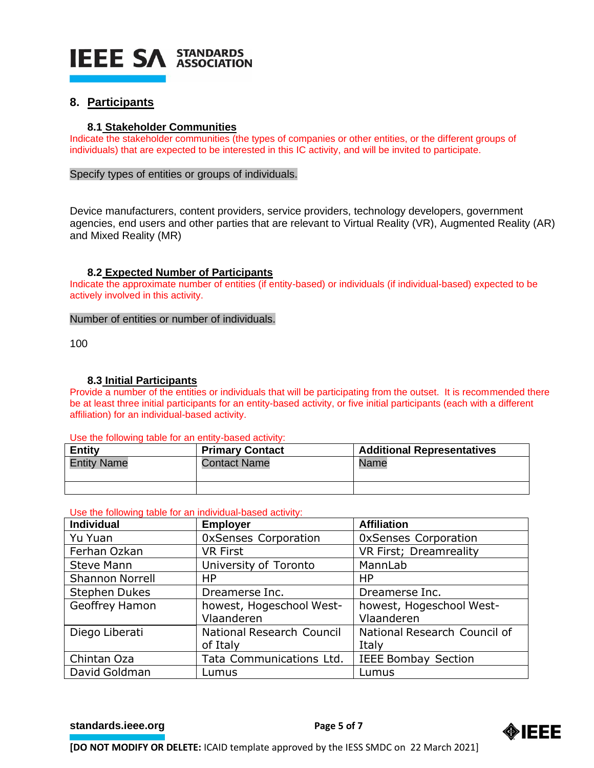## 8. Participants

### 8.1 Stakeholder Communities

Indicate the stakeholder communities (the types of companies or other entities, or the different groups of individuals) that are expected to be interested in this IC activity, and will be invited to participate.

Specify types of entities or groups of individuals.

Device manufacturers, content providers, service providers, technology developers, government agencies, end users and other parties that are relevant to Virtual Reality (VR), Augmented Reality (AR) and Mixed Reality (MR)

### 8.2 Expected Number of Participants

Indicate the approximate number of entities (if entity-based) or individuals (if individual-based) expected to be actively involved in this activity.

Number of entities or number of individuals.

100

### 8.3 Initial Participants

Provide a number of the entities or individuals that will be participating from the outset. It is recommended there be at least three initial participants for an entity-based activity, or five initial participants (each with a different affiliation) for an individual-based activity.

Use the following table for an entity-based activity:

| Entity | Primary Contact | Additional Representatives |
|---|---|---|
| Entity Name | Contact Name | Name |
| | | |

Use the following table for an individual-based activity:

| Individual | Employer | Affiliation |
|---|---|---|
| Yu Yuan | 0xSenses Corporation | 0xSenses Corporation |
| Ferhan Ozkan | VR First | VR First; Dreamreality |
| Steve Mann | University of Toronto | MannLab |
| Shannon Norrell | HP | HP |
| Stephen Dukes | Dreamerse Inc. | Dreamerse Inc. |
| Geoffrey Hamon | howest, Hogeschool West-Vlaanderen | howest, Hogeschool West-Vlaanderen |
| Diego Liberati | National Research Council of Italy | National Research Council of Italy |
| Chintan Oza | Tata Communications Ltd. | IEEE Bombay Section |
| David Goldman | Lumus | Lumus |

[DO NOT MODIFY OR DELETE: ICAID template approved by the IESS SMDC on 22 March 2021]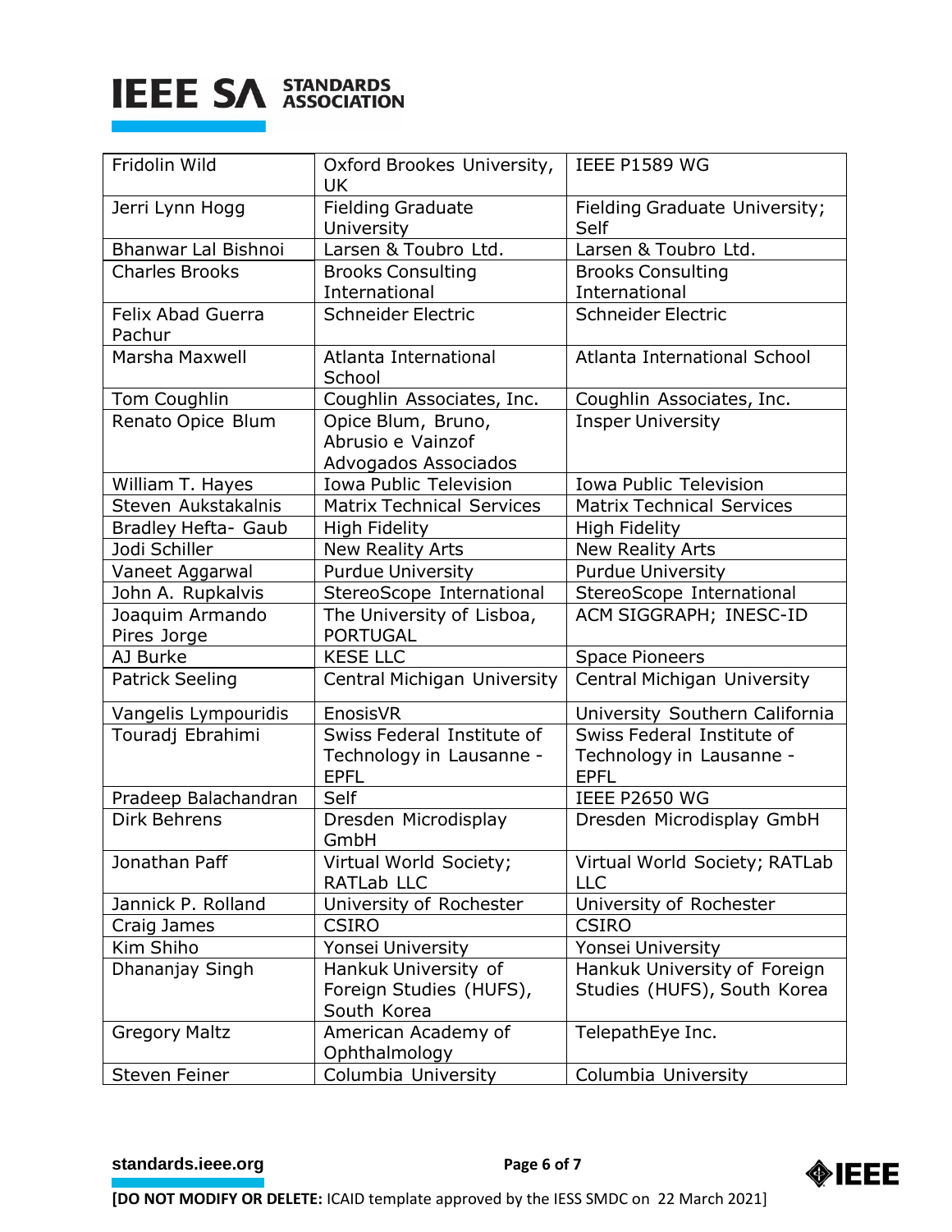| | | |
|---|---|---|
| Fridolin Wild | Oxford Brookes University, UK | IEEE P1589 WG |
| Jerri Lynn Hogg | Fielding Graduate University | Fielding Graduate University; Self |
| Bhanwar Lal Bishnoi | Larsen & Toubro Ltd. | Larsen & Toubro Ltd. |
| Charles Brooks | Brooks Consulting International | Brooks Consulting International |
| Felix Abad Guerra Pachur | Schneider Electric | Schneider Electric |
| Marsha Maxwell | Atlanta International School | Atlanta International School |
| Tom Coughlin | Coughlin Associates, Inc. | Coughlin Associates, Inc. |
| Renato Opice Blum | Opice Blum, Bruno, Abrusio e Vainzof Advogados Associados | Insper University |
| William T. Hayes | Iowa Public Television | Iowa Public Television |
| Steven Aukstakalnis | Matrix Technical Services | Matrix Technical Services |
| Bradley Hefta- Gaub | High Fidelity | High Fidelity |
| Jodi Schiller | New Reality Arts | New Reality Arts |
| Vaneet Aggarwal | Purdue University | Purdue University |
| John A. Rupkalvis | StereoScope International | StereoScope International |
| Joaquim Armando Pires Jorge | The University of Lisboa, PORTUGAL | ACM SIGGRAPH; INESC-ID |
| AJ Burke | KESE LLC | Space Pioneers |
| Patrick Seeling | Central Michigan University | Central Michigan University |
| Vangelis Lympouridis | EnosisVR | University Southern California |
| Touradj Ebrahimi | Swiss Federal Institute of Technology in Lausanne - EPFL | Swiss Federal Institute of Technology in Lausanne - EPFL |
| Pradeep Balachandran | Self | IEEE P2650 WG |
| Dirk Behrens | Dresden Microdisplay GmbH | Dresden Microdisplay GmbH |
| Jonathan Paff | Virtual World Society; RATLab LLC | Virtual World Society; RATLab LLC |
| Jannick P. Rolland | University of Rochester | University of Rochester |
| Craig James | CSIRO | CSIRO |
| Kim Shiho | Yonsei University | Yonsei University |
| Dhananjay Singh | Hankuk University of Foreign Studies (HUFS), South Korea | Hankuk University of Foreign Studies (HUFS), South Korea |
| Gregory Maltz | American Academy of Ophthalmology | TelepathEye Inc. |
| Steven Feiner | Columbia University | Columbia University |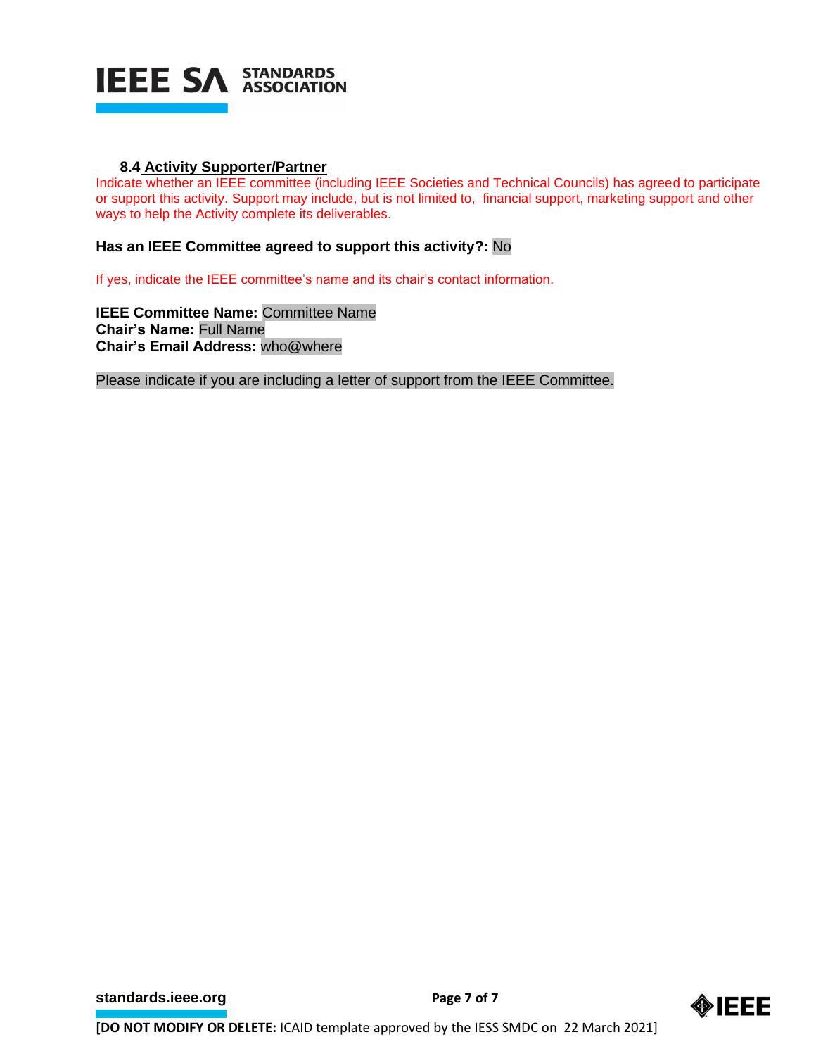### 8.4 Activity Supporter/Partner

Indicate whether an IEEE committee (including IEEE Societies and Technical Councils) has agreed to participate or support this activity. Support may include, but is not limited to, financial support, marketing support and other ways to help the Activity complete its deliverables.

**Has an IEEE Committee agreed to support this activity?:** No

If yes, indicate the IEEE committee's name and its chair's contact information.

**IEEE Committee Name:** Committee Name
**Chair's Name:** Full Name
**Chair's Email Address:** who@where

Please indicate if you are including a letter of support from the IEEE Committee.

**[DO NOT MODIFY OR DELETE:** ICAID template approved by the IESS SMDC on 22 March 2021]